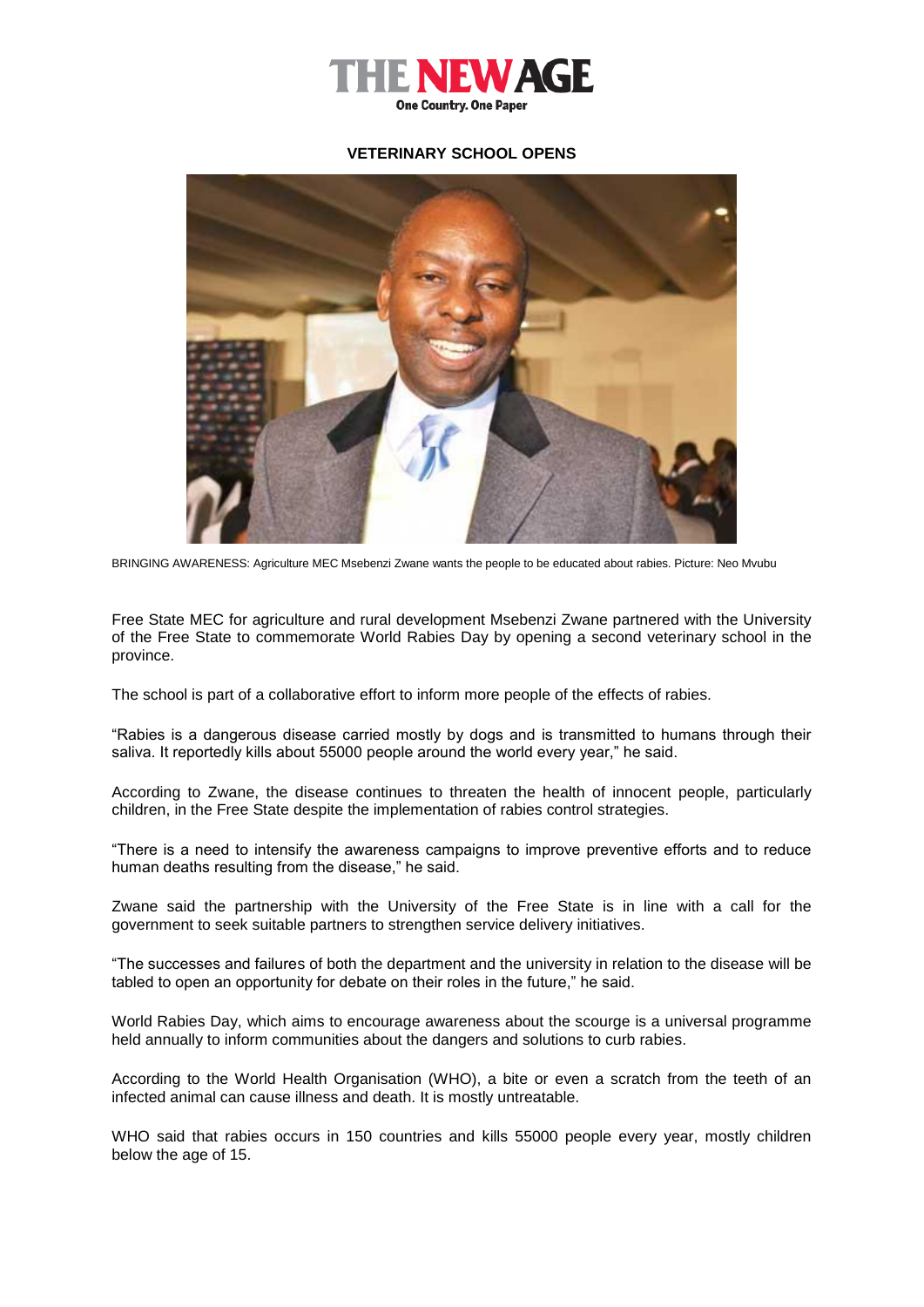# THE NEW AGE

One Country. One Paper

## VETERINARY SCHOOL OPENS

BRINGING AWARENESS: Agriculture MEC Msebenzi Zwane wants the people to be educated about rabies. Picture: Neo Mvubu

Free State MEC for agriculture and rural development Msebenzi Zwane partnered with the University of the Free State to commemorate World Rabies Day by opening a second veterinary school in the province.

The school is part of a collaborative effort to inform more people of the effects of rabies.

"Rabies is a dangerous disease carried mostly by dogs and is transmitted to humans through their saliva. It reportedly kills about 55000 people around the world every year," he said.

According to Zwane, the disease continues to threaten the health of innocent people, particularly children, in the Free State despite the implementation of rabies control strategies.

"There is a need to intensify the awareness campaigns to improve preventive efforts and to reduce human deaths resulting from the disease," he said.

Zwane said the partnership with the University of the Free State is in line with a call for the government to seek suitable partners to strengthen service delivery initiatives.

"The successes and failures of both the department and the university in relation to the disease will be tabled to open an opportunity for debate on their roles in the future," he said.

World Rabies Day, which aims to encourage awareness about the scourge is a universal programme held annually to inform communities about the dangers and solutions to curb rabies.

According to the World Health Organisation (WHO), a bite or even a scratch from the teeth of an infected animal can cause illness and death. It is mostly untreatable.

WHO said that rabies occurs in 150 countries and kills 55000 people every year, mostly children below the age of 15.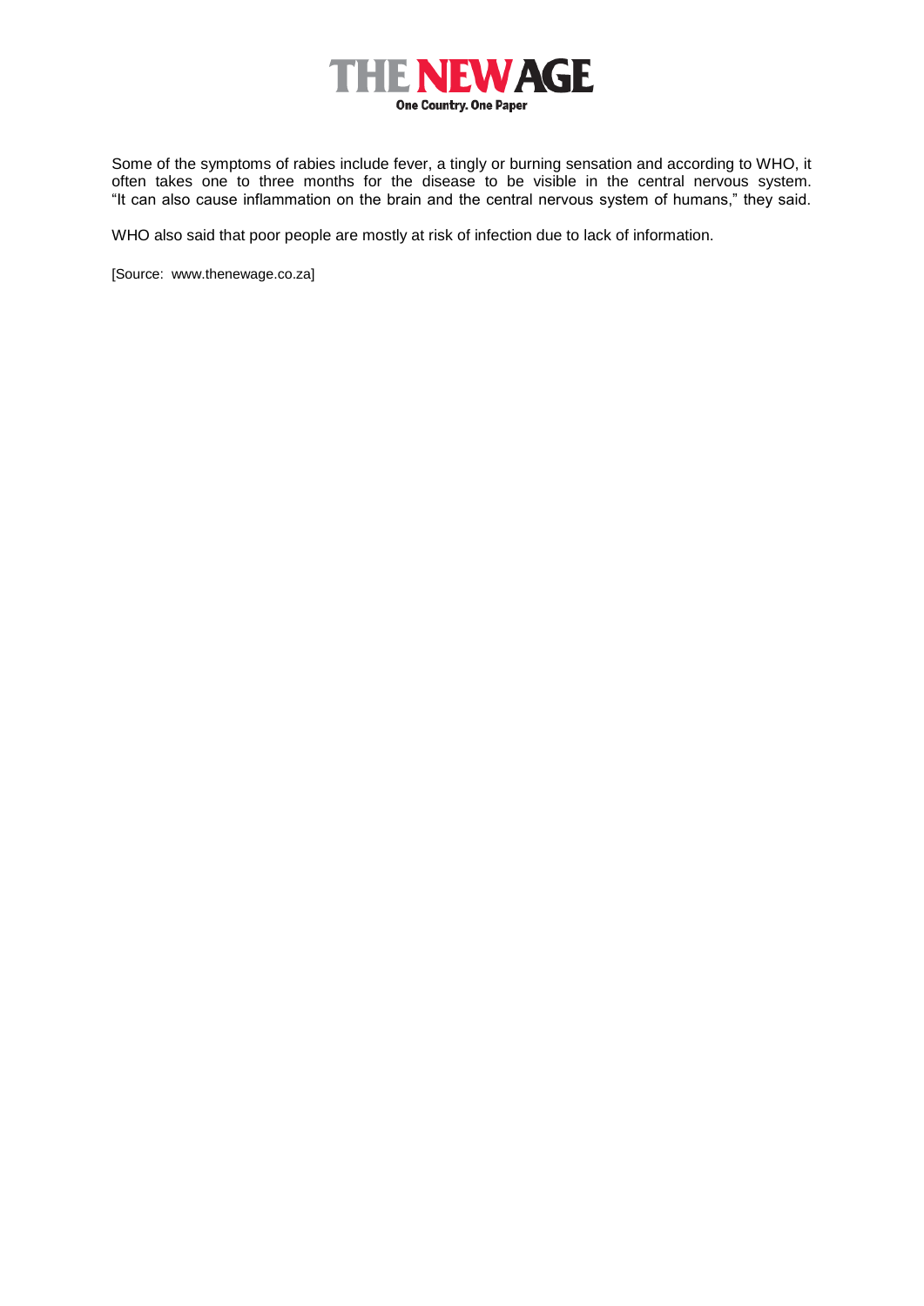Some of the symptoms of rabies include fever, a tingly or burning sensation and according to WHO, it often takes one to three months for the disease to be visible in the central nervous system. "It can also cause inflammation on the brain and the central nervous system of humans," they said.

WHO also said that poor people are mostly at risk of infection due to lack of information.

[Source: www.thenewage.co.za]